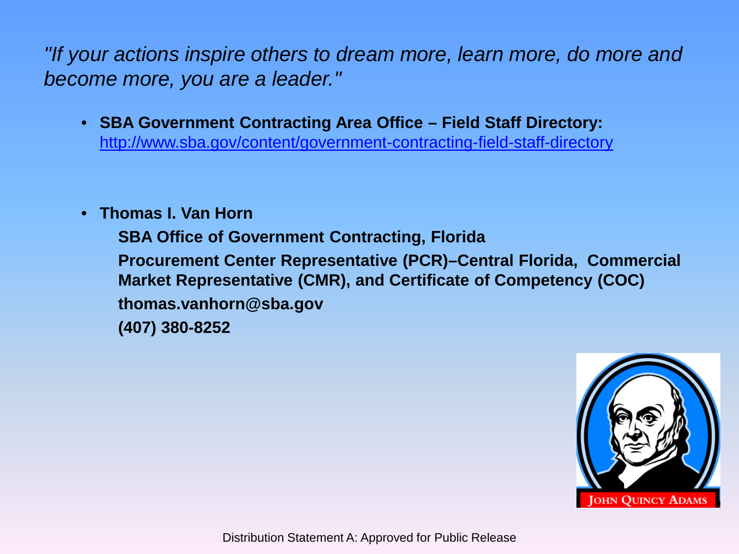*"If your actions inspire others to dream more, learn more, do more and become more, you are a leader."*

- **SBA Government Contracting Area Office – Field Staff Directory:** [http://www.sba.gov/content/government-contracting-field-staff-directory](http://www.sba.gov/content/government-contracting-field-staff-directory)

- **Thomas I. Van Horn**

  **SBA Office of Government Contracting, Florida**

  **Procurement Center Representative (PCR)–Central Florida, Commercial Market Representative (CMR), and Certificate of Competency (COC)**

  **thomas.vanhorn@sba.gov**

  **(407) 380-8252**

JOHN QUINCY ADAMS

Distribution Statement A: Approved for Public Release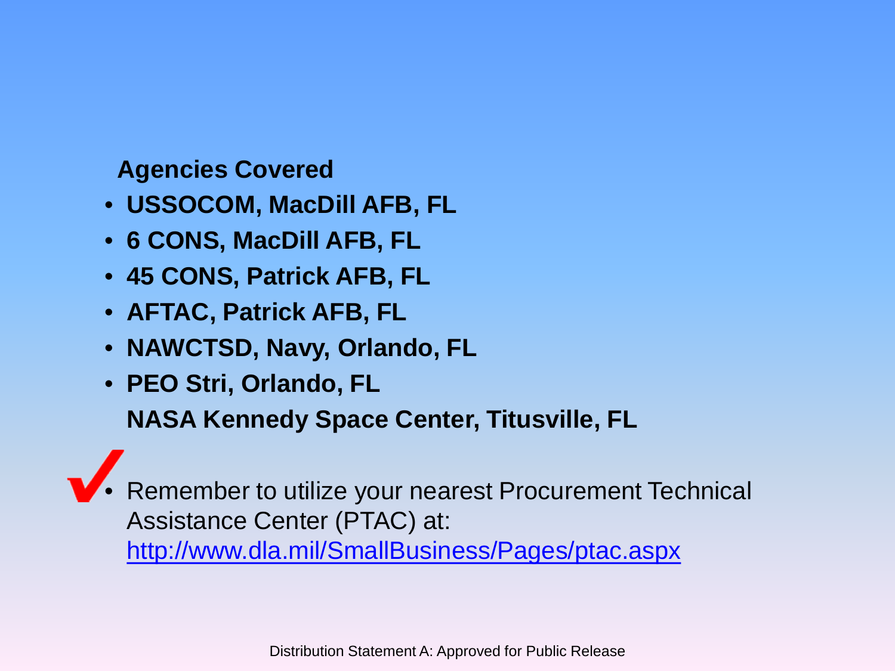**Agencies Covered**

- **USSOCOM, MacDill AFB, FL**
- **6 CONS, MacDill AFB, FL**
- **45 CONS, Patrick AFB, FL**
- **AFTAC, Patrick AFB, FL**
- **NAWCTSD, Navy, Orlando, FL**
- **PEO Stri, Orlando, FL**

  **NASA Kennedy Space Center, Titusville, FL**

- Remember to utilize your nearest Procurement Technical Assistance Center (PTAC) at: http://www.dla.mil/SmallBusiness/Pages/ptac.aspx

Distribution Statement A: Approved for Public Release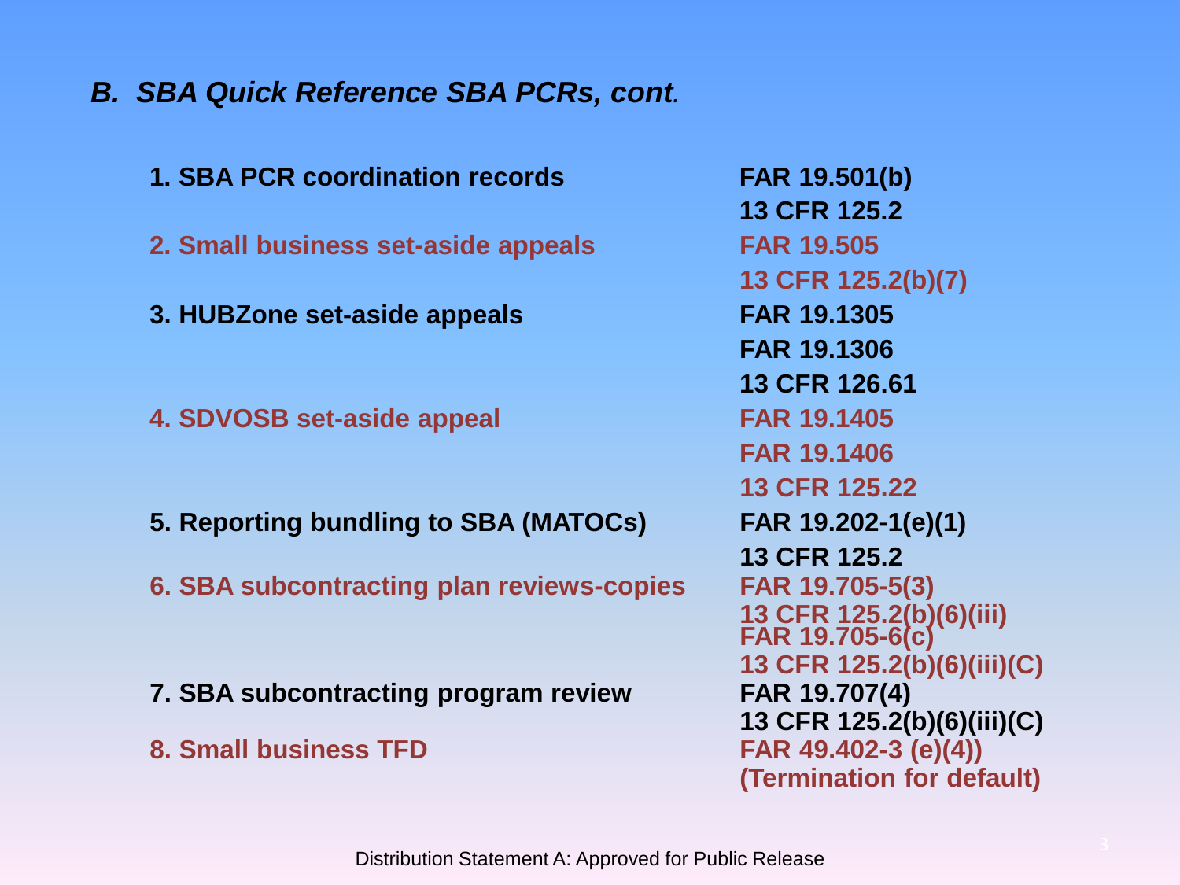### *B. SBA Quick Reference SBA PCRs, cont.*

| | |
|---|---|
| **1. SBA PCR coordination records** | **FAR 19.501(b)**<br>**13 CFR 125.2** |
| **2. Small business set-aside appeals** | **FAR 19.505**<br>**13 CFR 125.2(b)(7)** |
| **3. HUBZone set-aside appeals** | **FAR 19.1305**<br>**FAR 19.1306**<br>**13 CFR 126.61** |
| **4. SDVOSB set-aside appeal** | **FAR 19.1405**<br>**FAR 19.1406**<br>**13 CFR 125.22** |
| **5. Reporting bundling to SBA (MATOCs)** | **FAR 19.202-1(e)(1)**<br>**13 CFR 125.2** |
| **6. SBA subcontracting plan reviews-copies** | **FAR 19.705-5(3)**<br>**13 CFR 125.2(b)(6)(iii)**<br>**FAR 19.705-6(c)**<br>**13 CFR 125.2(b)(6)(iii)(C)** |
| **7. SBA subcontracting program review** | **FAR 19.707(4)**<br>**13 CFR 125.2(b)(6)(iii)(C)** |
| **8. Small business TFD** | **FAR 49.402-3 (e)(4))**<br>**(Termination for default)** |

Distribution Statement A: Approved for Public Release